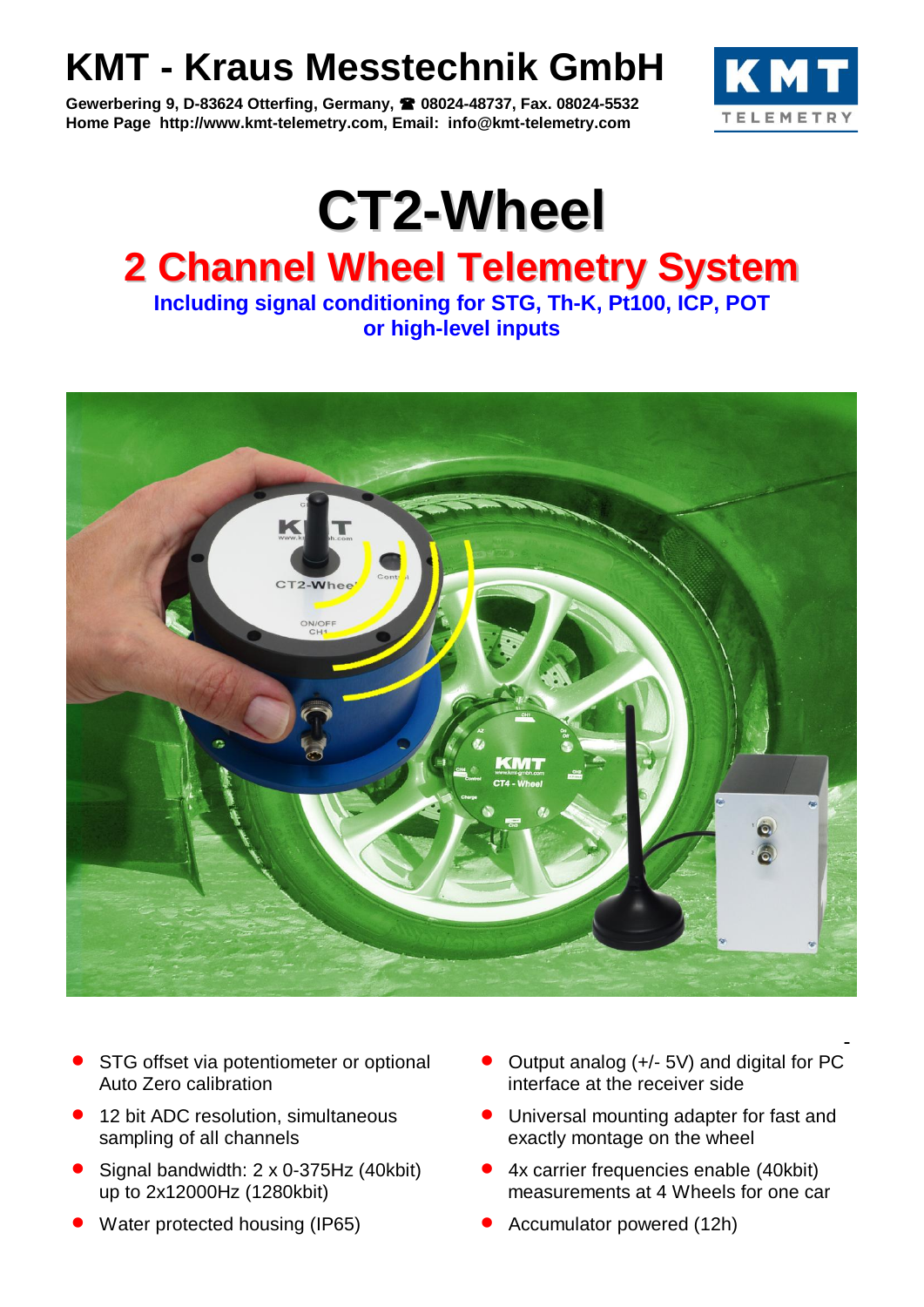# KMT - Kraus Messtechnik GmbH

**Gewerbering 9, D-83624 Otterfing, Germany, ☎ 08024-48737, Fax. 08024-5532**
**Home Page http://www.kmt-telemetry.com, Email: info@kmt-telemetry.com**

# CT2-Wheel

## 2 Channel Wheel Telemetry System

**Including signal conditioning for STG, Th-K, Pt100, ICP, POT or high-level inputs**

- STG offset via potentiometer or optional Auto Zero calibration
- 12 bit ADC resolution, simultaneous sampling of all channels
- Signal bandwidth: 2 x 0-375Hz (40kbit) up to 2x12000Hz (1280kbit)
- Water protected housing (IP65)
- Output analog (+/- 5V) and digital for PC interface at the receiver side
- Universal mounting adapter for fast and exactly montage on the wheel
- 4x carrier frequencies enable (40kbit) measurements at 4 Wheels for one car
- Accumulator powered (12h)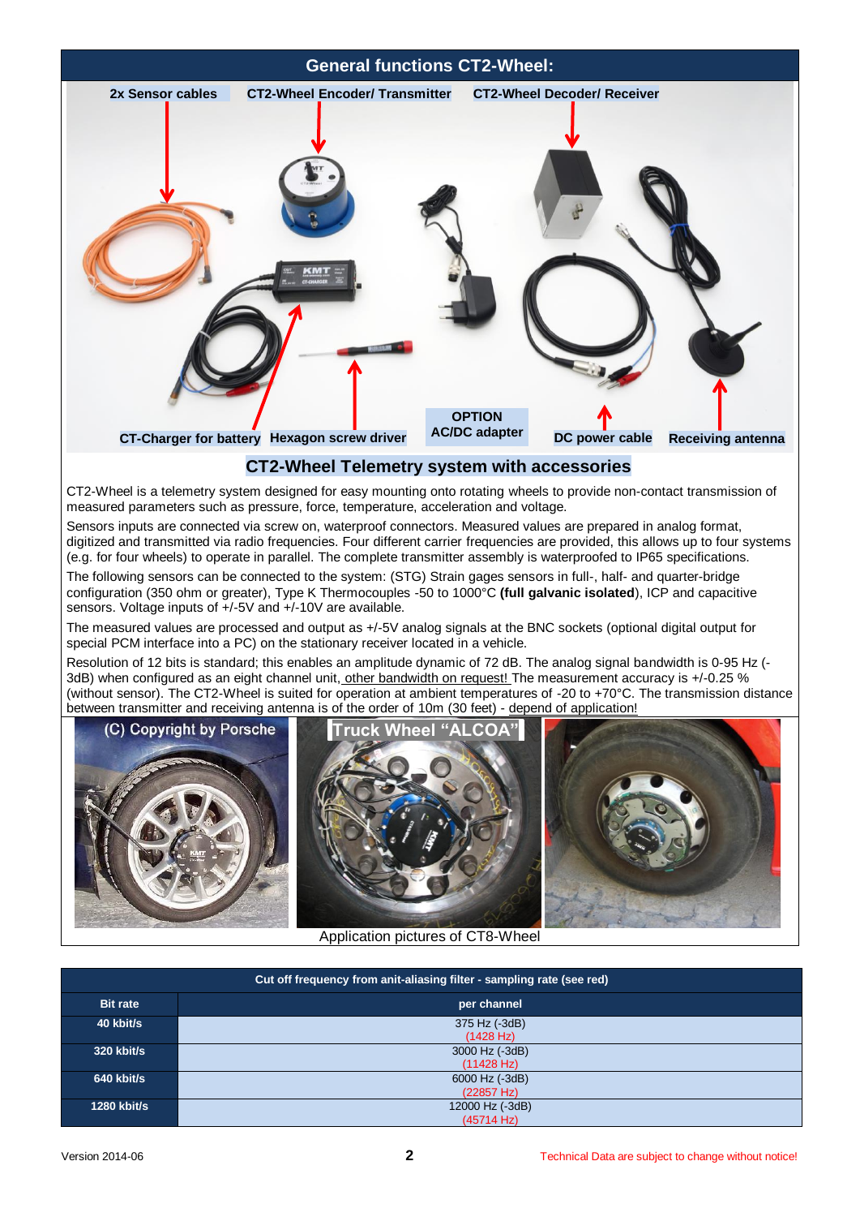## General functions CT2-Wheel:

2x Sensor cables | CT2-Wheel Encoder/ Transmitter | CT2-Wheel Decoder/ Receiver

CT-Charger for battery | Hexagon screw driver | OPTION AC/DC adapter | DC power cable | Receiving antenna

### CT2-Wheel Telemetry system with accessories

CT2-Wheel is a telemetry system designed for easy mounting onto rotating wheels to provide non-contact transmission of measured parameters such as pressure, force, temperature, acceleration and voltage.

Sensors inputs are connected via screw on, waterproof connectors. Measured values are prepared in analog format, digitized and transmitted via radio frequencies. Four different carrier frequencies are provided, this allows up to four systems (e.g. for four wheels) to operate in parallel. The complete transmitter assembly is waterproofed to IP65 specifications.

The following sensors can be connected to the system: (STG) Strain gages sensors in full-, half- and quarter-bridge configuration (350 ohm or greater), Type K Thermocouples -50 to 1000°C **(full galvanic isolated)**, ICP and capacitive sensors. Voltage inputs of +/-5V and +/-10V are available.

The measured values are processed and output as +/-5V analog signals at the BNC sockets (optional digital output for special PCM interface into a PC) on the stationary receiver located in a vehicle.

Resolution of 12 bits is standard; this enables an amplitude dynamic of 72 dB. The analog signal bandwidth is 0-95 Hz (-3dB) when configured as an eight channel unit, other bandwidth on request! The measurement accuracy is +/-0.25 % (without sensor). The CT2-Wheel is suited for operation at ambient temperatures of -20 to +70°C. The transmission distance between transmitter and receiving antenna is of the order of 10m (30 feet) - depend of application!

(C) Copyright by Porsche | Truck Wheel "ALCOA"

Application pictures of CT8-Wheel

| Cut off frequency from anit-aliasing filter - sampling rate (see red) | |
|---|---|
| **Bit rate** | **per channel** |
| **40 kbit/s** | 375 Hz (-3dB) (1428 Hz) |
| **320 kbit/s** | 3000 Hz (-3dB) (11428 Hz) |
| **640 kbit/s** | 6000 Hz (-3dB) (22857 Hz) |
| **1280 kbit/s** | 12000 Hz (-3dB) (45714 Hz) |

Version 2014-06

Technical Data are subject to change without notice!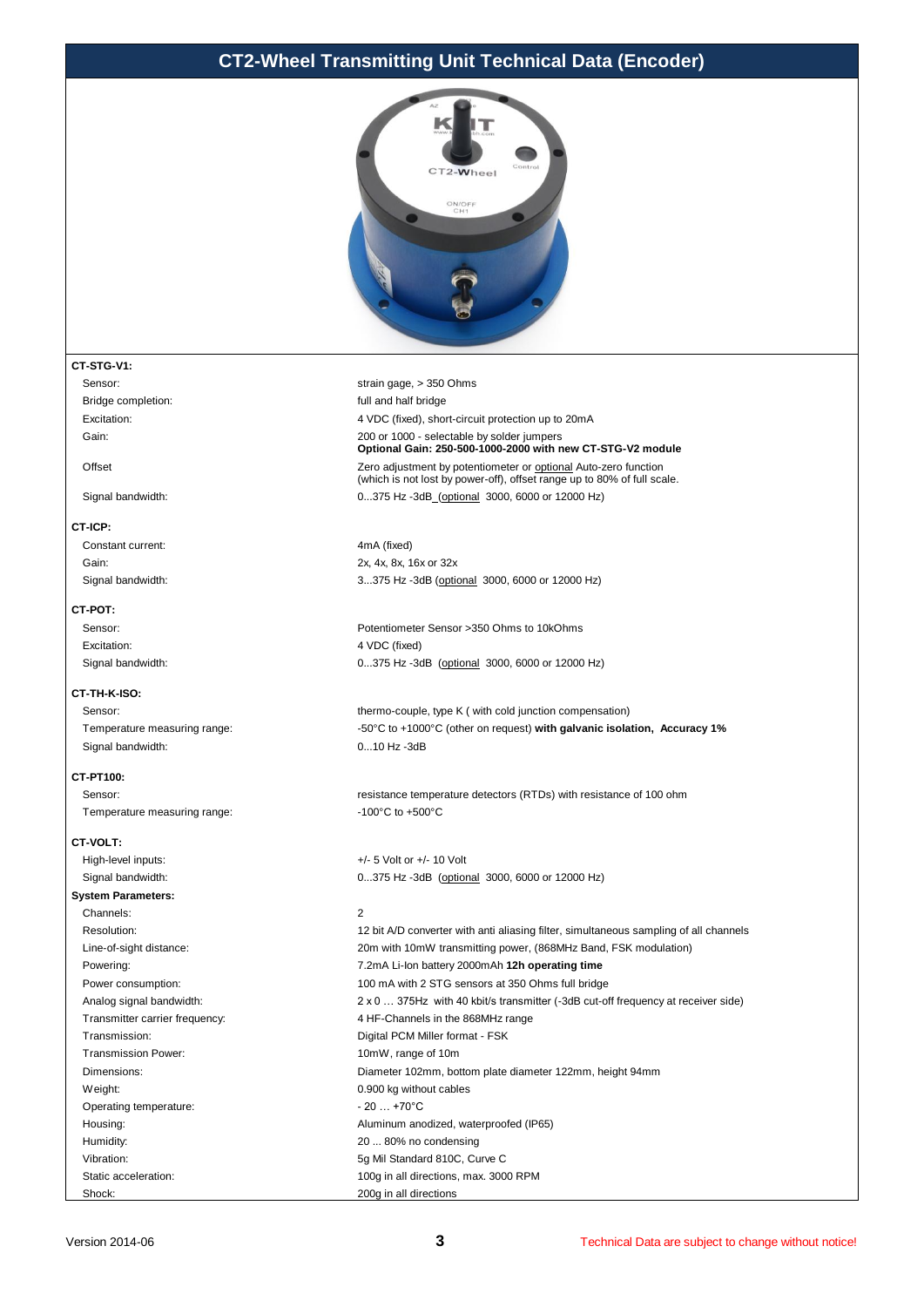# CT2-Wheel Transmitting Unit Technical Data (Encoder)

**CT-STG-V1:**

| | |
|---|---|
| Sensor: | strain gage, > 350 Ohms |
| Bridge completion: | full and half bridge |
| Excitation: | 4 VDC (fixed), short-circuit protection up to 20mA |
| Gain: | 200 or 1000 - selectable by solder jumpers<br>**Optional Gain: 250-500-1000-2000 with new CT-STG-V2 module** |
| Offset | Zero adjustment by potentiometer or optional Auto-zero function (which is not lost by power-off), offset range up to 80% of full scale. |
| Signal bandwidth: | 0...375 Hz -3dB (optional 3000, 6000 or 12000 Hz) |

**CT-ICP:**

| | |
|---|---|
| Constant current: | 4mA (fixed) |
| Gain: | 2x, 4x, 8x, 16x or 32x |
| Signal bandwidth: | 3...375 Hz -3dB (optional 3000, 6000 or 12000 Hz) |

**CT-POT:**

| | |
|---|---|
| Sensor: | Potentiometer Sensor >350 Ohms to 10kOhms |
| Excitation: | 4 VDC (fixed) |
| Signal bandwidth: | 0...375 Hz -3dB (optional 3000, 6000 or 12000 Hz) |

**CT-TH-K-ISO:**

| | |
|---|---|
| Sensor: | thermo-couple, type K ( with cold junction compensation) |
| Temperature measuring range: | -50°C to +1000°C (other on request) **with galvanic isolation, Accuracy 1%** |
| Signal bandwidth: | 0...10 Hz -3dB |

**CT-PT100:**

| | |
|---|---|
| Sensor: | resistance temperature detectors (RTDs) with resistance of 100 ohm |
| Temperature measuring range: | -100°C to +500°C |

**CT-VOLT:**

| | |
|---|---|
| High-level inputs: | +/- 5 Volt or +/- 10 Volt |
| Signal bandwidth: | 0...375 Hz -3dB (optional 3000, 6000 or 12000 Hz) |

**System Parameters:**

| | |
|---|---|
| Channels: | 2 |
| Resolution: | 12 bit A/D converter with anti aliasing filter, simultaneous sampling of all channels |
| Line-of-sight distance: | 20m with 10mW transmitting power, (868MHz Band, FSK modulation) |
| Powering: | 7.2mA Li-Ion battery 2000mAh **12h operating time** |
| Power consumption: | 100 mA with 2 STG sensors at 350 Ohms full bridge |
| Analog signal bandwidth: | 2 x 0 … 375Hz with 40 kbit/s transmitter (-3dB cut-off frequency at receiver side) |
| Transmitter carrier frequency: | 4 HF-Channels in the 868MHz range |
| Transmission: | Digital PCM Miller format - FSK |
| Transmission Power: | 10mW, range of 10m |
| Dimensions: | Diameter 102mm, bottom plate diameter 122mm, height 94mm |
| Weight: | 0.900 kg without cables |
| Operating temperature: | - 20 … +70°C |
| Housing: | Aluminum anodized, waterproofed (IP65) |
| Humidity: | 20 ... 80% no condensing |
| Vibration: | 5g Mil Standard 810C, Curve C |
| Static acceleration: | 100g in all directions, max. 3000 RPM |
| Shock: | 200g in all directions |

Version 2014-06

Technical Data are subject to change without notice!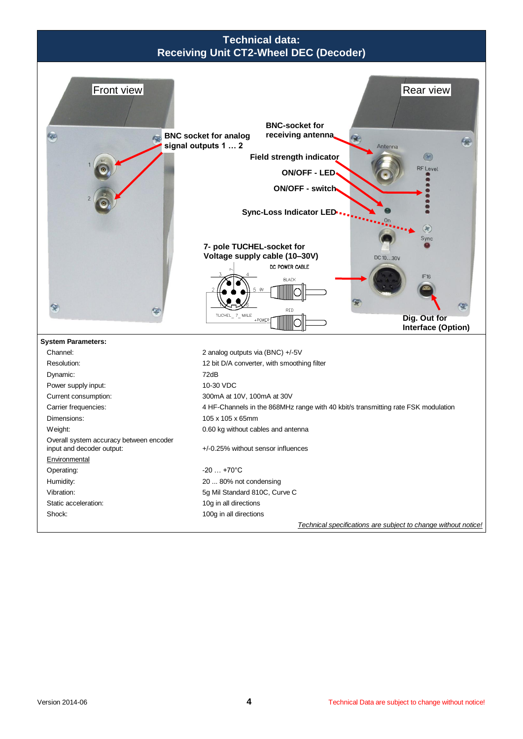# Technical data:
# Receiving Unit CT2-Wheel DEC (Decoder)

Front view

Rear view

BNC socket for analog signal outputs 1 … 2

BNC-socket for receiving antenna

Field strength indicator

ON/OFF - LED

ON/OFF - switch

Sync-Loss Indicator LED

7- pole TUCHEL-socket for Voltage supply cable (10–30V)

DC POWER CABLE

BLACK

RED

0V

+POWER

TUCHEL _ 7 _ MALE

Dig. Out for Interface (Option)

**System Parameters:**

| | |
|---|---|
| Channel: | 2 analog outputs via (BNC) +/-5V |
| Resolution: | 12 bit D/A converter, with smoothing filter |
| Dynamic: | 72dB |
| Power supply input: | 10-30 VDC |
| Current consumption: | 300mA at 10V, 100mA at 30V |
| Carrier frequencies: | 4 HF-Channels in the 868MHz range with 40 kbit/s transmitting rate FSK modulation |
| Dimensions: | 105 x 105 x 65mm |
| Weight: | 0.60 kg without cables and antenna |
| Overall system accuracy between encoder input and decoder output: | +/-0.25% without sensor influences |
| Environmental | |
| Operating: | -20 … +70°C |
| Humidity: | 20 ... 80% not condensing |
| Vibration: | 5g Mil Standard 810C, Curve C |
| Static acceleration: | 10g in all directions |
| Shock: | 100g in all directions |

*Technical specifications are subject to change without notice!*

Version 2014-06

Technical Data are subject to change without notice!